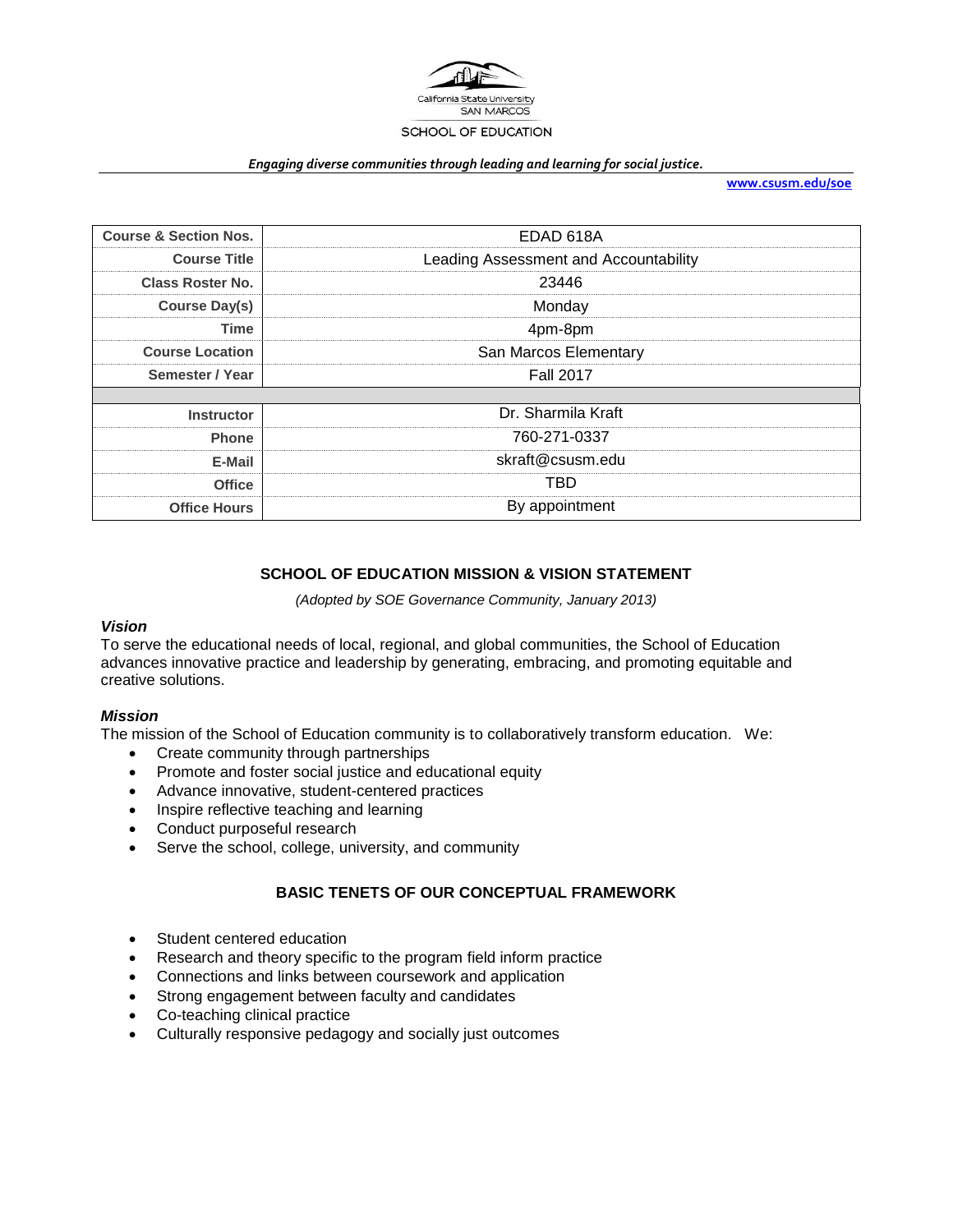California State University SAN MARCOS

SCHOOL OF EDUCATION

*Engaging diverse communities through leading and learning for social justice.*

www.csusm.edu/soe

| | |
|---|---|
| **Course & Section Nos.** | EDAD 618A |
| **Course Title** | Leading Assessment and Accountability |
| **Class Roster No.** | 23446 |
| **Course Day(s)** | Monday |
| **Time** | 4pm-8pm |
| **Course Location** | San Marcos Elementary |
| **Semester / Year** | Fall 2017 |
| | |
| **Instructor** | Dr. Sharmila Kraft |
| **Phone** | 760-271-0337 |
| **E-Mail** | skraft@csusm.edu |
| **Office** | TBD |
| **Office Hours** | By appointment |

## SCHOOL OF EDUCATION MISSION & VISION STATEMENT

*(Adopted by SOE Governance Community, January 2013)*

### *Vision*

To serve the educational needs of local, regional, and global communities, the School of Education advances innovative practice and leadership by generating, embracing, and promoting equitable and creative solutions.

### *Mission*

The mission of the School of Education community is to collaboratively transform education. We:

- Create community through partnerships
- Promote and foster social justice and educational equity
- Advance innovative, student-centered practices
- Inspire reflective teaching and learning
- Conduct purposeful research
- Serve the school, college, university, and community

## BASIC TENETS OF OUR CONCEPTUAL FRAMEWORK

- Student centered education
- Research and theory specific to the program field inform practice
- Connections and links between coursework and application
- Strong engagement between faculty and candidates
- Co-teaching clinical practice
- Culturally responsive pedagogy and socially just outcomes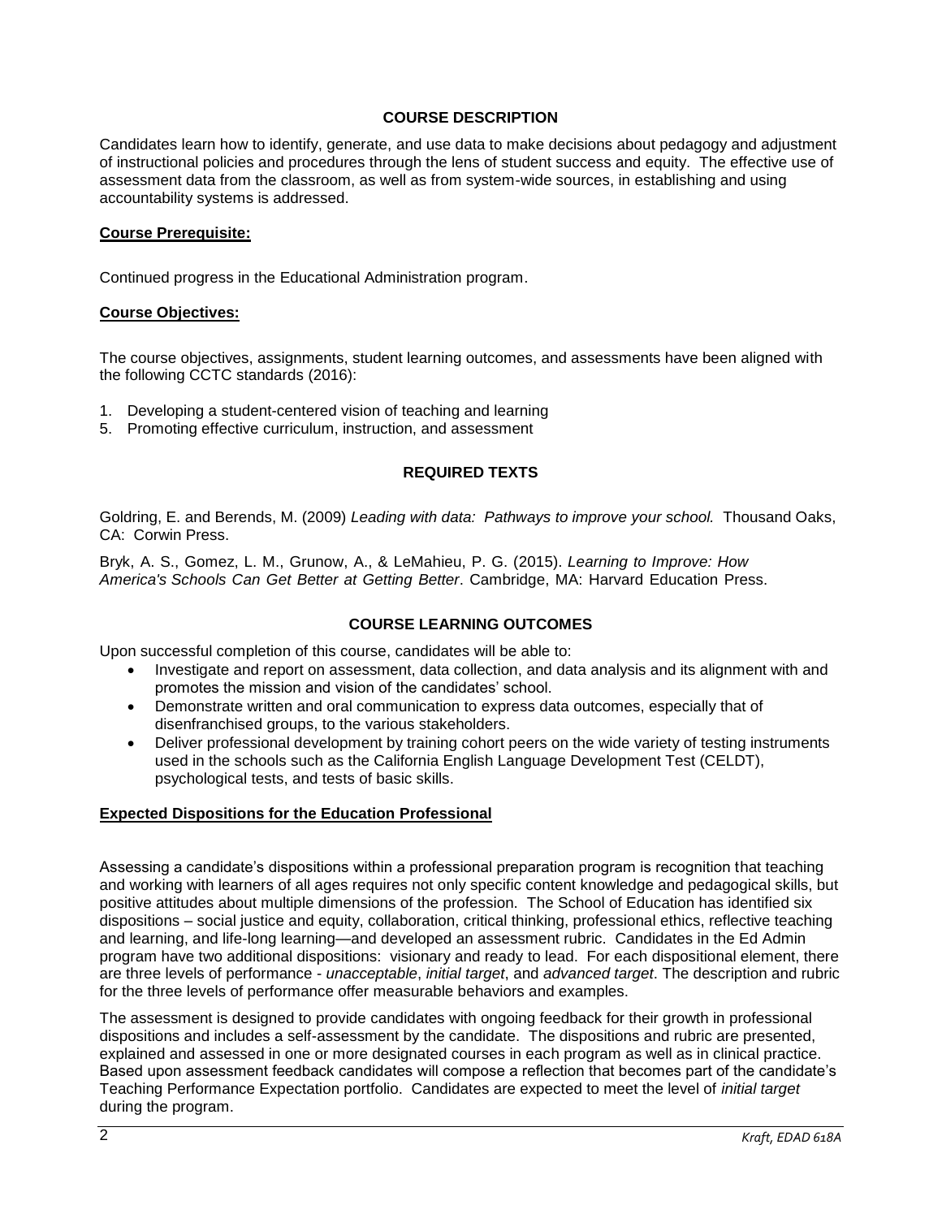## COURSE DESCRIPTION

Candidates learn how to identify, generate, and use data to make decisions about pedagogy and adjustment of instructional policies and procedures through the lens of student success and equity. The effective use of assessment data from the classroom, as well as from system-wide sources, in establishing and using accountability systems is addressed.

### Course Prerequisite:

Continued progress in the Educational Administration program.

### Course Objectives:

The course objectives, assignments, student learning outcomes, and assessments have been aligned with the following CCTC standards (2016):

1. Developing a student-centered vision of teaching and learning
5. Promoting effective curriculum, instruction, and assessment

## REQUIRED TEXTS

Goldring, E. and Berends, M. (2009) *Leading with data: Pathways to improve your school.* Thousand Oaks, CA: Corwin Press.

Bryk, A. S., Gomez, L. M., Grunow, A., & LeMahieu, P. G. (2015). *Learning to Improve: How America's Schools Can Get Better at Getting Better*. Cambridge, MA: Harvard Education Press.

## COURSE LEARNING OUTCOMES

Upon successful completion of this course, candidates will be able to:

- Investigate and report on assessment, data collection, and data analysis and its alignment with and promotes the mission and vision of the candidates' school.
- Demonstrate written and oral communication to express data outcomes, especially that of disenfranchised groups, to the various stakeholders.
- Deliver professional development by training cohort peers on the wide variety of testing instruments used in the schools such as the California English Language Development Test (CELDT), psychological tests, and tests of basic skills.

### Expected Dispositions for the Education Professional

Assessing a candidate's dispositions within a professional preparation program is recognition that teaching and working with learners of all ages requires not only specific content knowledge and pedagogical skills, but positive attitudes about multiple dimensions of the profession. The School of Education has identified six dispositions – social justice and equity, collaboration, critical thinking, professional ethics, reflective teaching and learning, and life-long learning—and developed an assessment rubric. Candidates in the Ed Admin program have two additional dispositions: visionary and ready to lead. For each dispositional element, there are three levels of performance - *unacceptable*, *initial target*, and *advanced target*. The description and rubric for the three levels of performance offer measurable behaviors and examples.

The assessment is designed to provide candidates with ongoing feedback for their growth in professional dispositions and includes a self-assessment by the candidate. The dispositions and rubric are presented, explained and assessed in one or more designated courses in each program as well as in clinical practice. Based upon assessment feedback candidates will compose a reflection that becomes part of the candidate's Teaching Performance Expectation portfolio. Candidates are expected to meet the level of *initial target* during the program.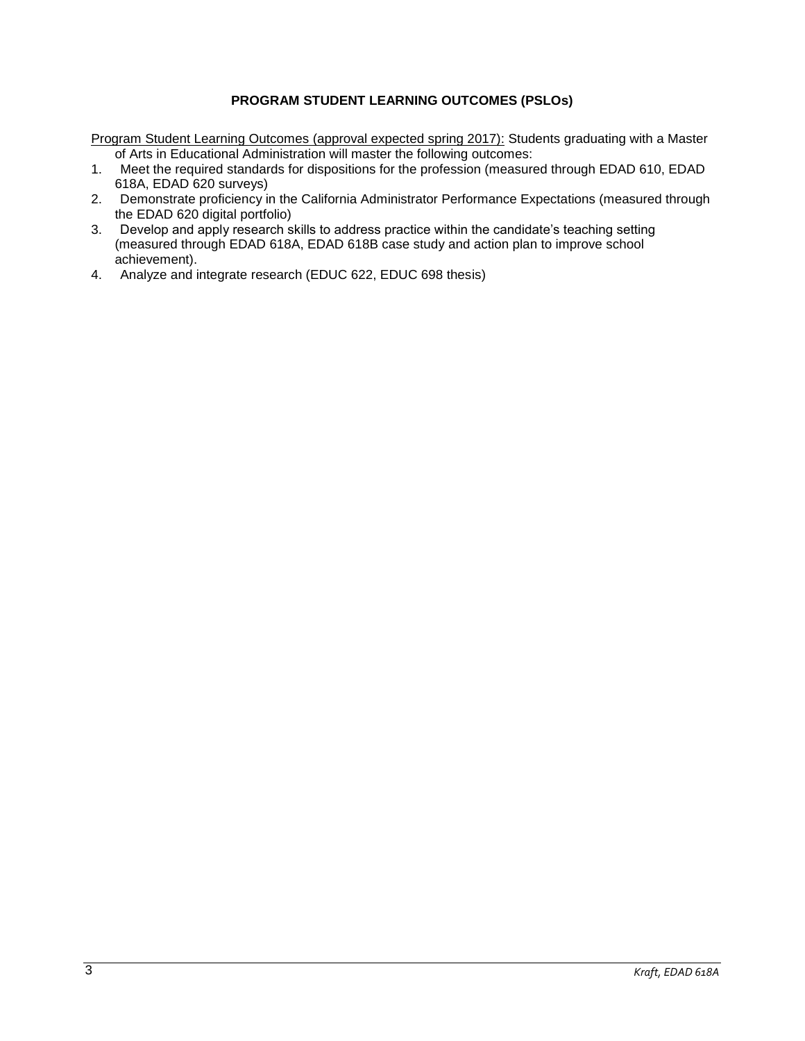## PROGRAM STUDENT LEARNING OUTCOMES (PSLOs)

Program Student Learning Outcomes (approval expected spring 2017): Students graduating with a Master of Arts in Educational Administration will master the following outcomes:

1. Meet the required standards for dispositions for the profession (measured through EDAD 610, EDAD 618A, EDAD 620 surveys)
2. Demonstrate proficiency in the California Administrator Performance Expectations (measured through the EDAD 620 digital portfolio)
3. Develop and apply research skills to address practice within the candidate's teaching setting (measured through EDAD 618A, EDAD 618B case study and action plan to improve school achievement).
4. Analyze and integrate research (EDUC 622, EDUC 698 thesis)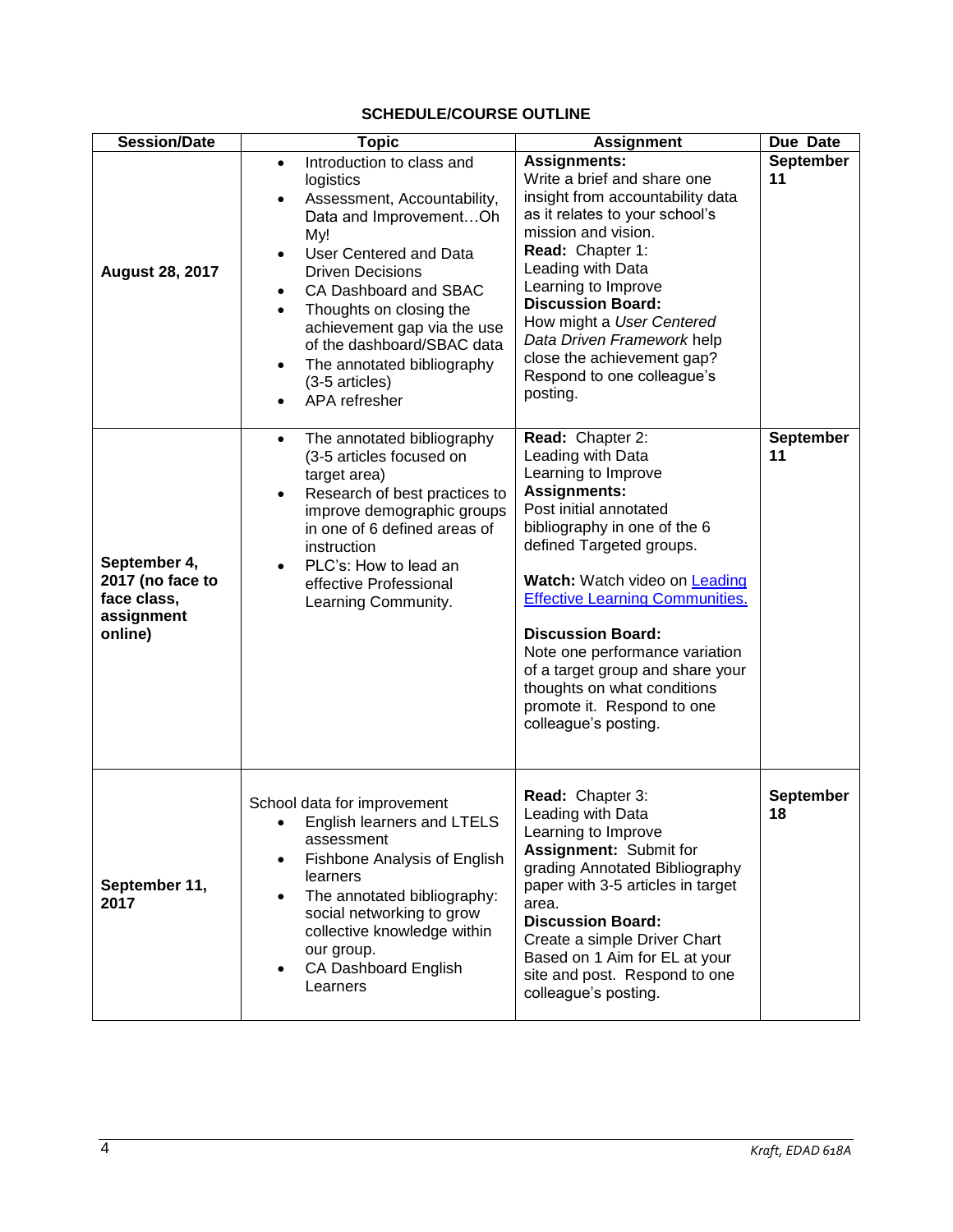## SCHEDULE/COURSE OUTLINE

| Session/Date | Topic | Assignment | Due Date |
|---|---|---|---|
| **August 28, 2017** | • Introduction to class and logistics<br>• Assessment, Accountability, Data and Improvement…Oh My!<br>• User Centered and Data Driven Decisions<br>• CA Dashboard and SBAC<br>• Thoughts on closing the achievement gap via the use of the dashboard/SBAC data<br>• The annotated bibliography (3-5 articles)<br>• APA refresher | **Assignments:** Write a brief and share one insight from accountability data as it relates to your school's mission and vision.<br>**Read:** Chapter 1: Leading with Data Learning to Improve<br>**Discussion Board:** How might a *User Centered Data Driven Framework* help close the achievement gap? Respond to one colleague's posting. | **September 11** |
| **September 4, 2017 (no face to face class, assignment online)** | • The annotated bibliography (3-5 articles focused on target area)<br>• Research of best practices to improve demographic groups in one of 6 defined areas of instruction<br>• PLC's: How to lead an effective Professional Learning Community. | **Read:** Chapter 2: Leading with Data Learning to Improve<br>**Assignments:** Post initial annotated bibliography in one of the 6 defined Targeted groups.<br><br>**Watch:** Watch video on Leading Effective Learning Communities.<br><br>**Discussion Board:** Note one performance variation of a target group and share your thoughts on what conditions promote it. Respond to one colleague's posting. | **September 11** |
| **September 11, 2017** | School data for improvement<br>• English learners and LTELS assessment<br>• Fishbone Analysis of English learners<br>• The annotated bibliography: social networking to grow collective knowledge within our group.<br>• CA Dashboard English Learners | **Read:** Chapter 3: Leading with Data Learning to Improve<br>**Assignment:** Submit for grading Annotated Bibliography paper with 3-5 articles in target area.<br>**Discussion Board:** Create a simple Driver Chart Based on 1 Aim for EL at your site and post. Respond to one colleague's posting. | **September 18** |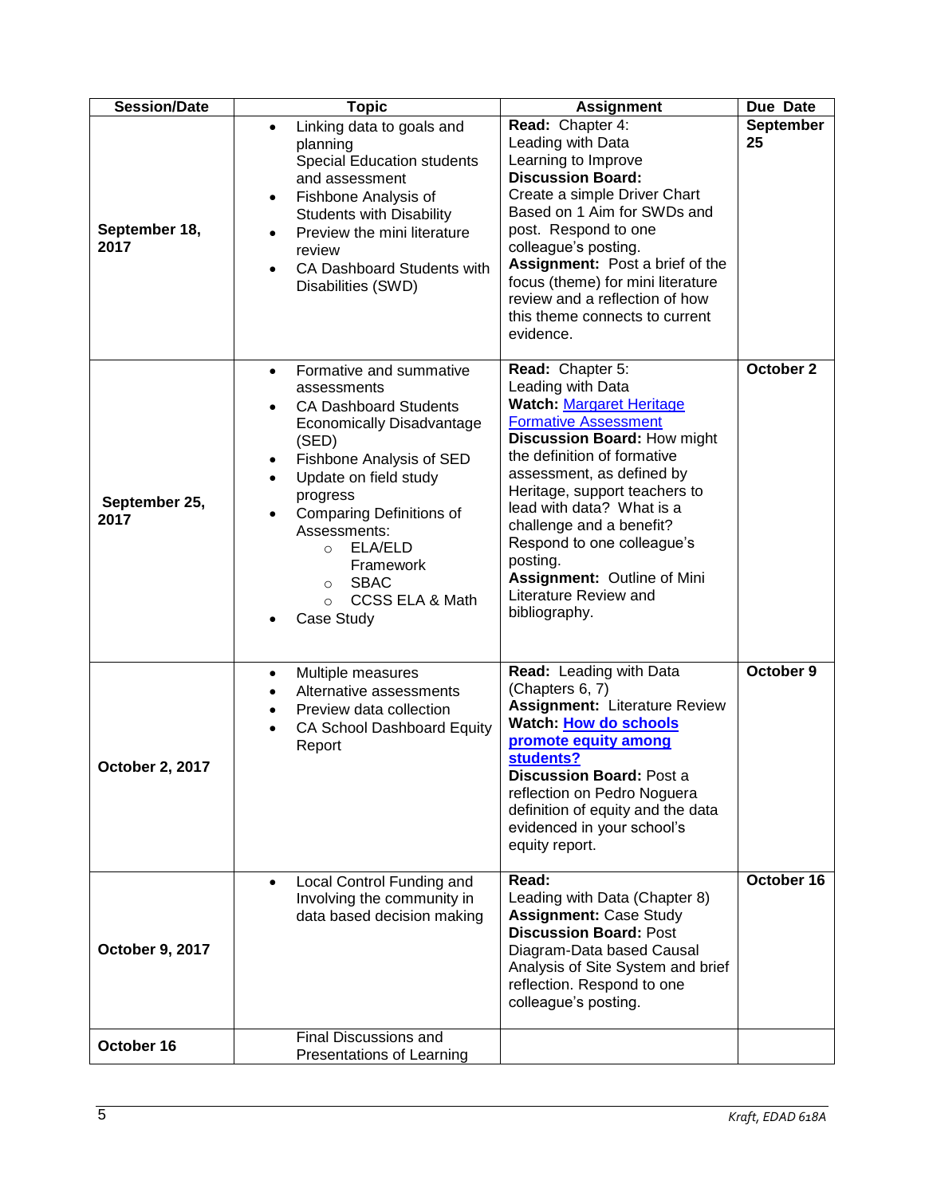| Session/Date | Topic | Assignment | Due Date |
|---|---|---|---|
| **September 18, 2017** | • Linking data to goals and planning Special Education students and assessment<br>• Fishbone Analysis of Students with Disability<br>• Preview the mini literature review<br>• CA Dashboard Students with Disabilities (SWD) | **Read:** Chapter 4: Leading with Data Learning to Improve<br>**Discussion Board:** Create a simple Driver Chart Based on 1 Aim for SWDs and post. Respond to one colleague's posting.<br>**Assignment:** Post a brief of the focus (theme) for mini literature review and a reflection of how this theme connects to current evidence. | **September 25** |
| **September 25, 2017** | • Formative and summative assessments<br>• CA Dashboard Students Economically Disadvantage (SED)<br>• Fishbone Analysis of SED<br>• Update on field study progress<br>• Comparing Definitions of Assessments:<br>  ○ ELA/ELD Framework<br>  ○ SBAC<br>  ○ CCSS ELA & Math<br>• Case Study | **Read:** Chapter 5: Leading with Data<br>**Watch:** Margaret Heritage Formative Assessment<br>**Discussion Board:** How might the definition of formative assessment, as defined by Heritage, support teachers to lead with data? What is a challenge and a benefit? Respond to one colleague's posting.<br>**Assignment:** Outline of Mini Literature Review and bibliography. | **October 2** |
| **October 2, 2017** | • Multiple measures<br>• Alternative assessments<br>• Preview data collection<br>• CA School Dashboard Equity Report | **Read:** Leading with Data (Chapters 6, 7)<br>**Assignment:** Literature Review<br>**Watch:** **How do schools promote equity among students?**<br>**Discussion Board:** Post a reflection on Pedro Noguera definition of equity and the data evidenced in your school's equity report. | **October 9** |
| **October 9, 2017** | • Local Control Funding and Involving the community in data based decision making | **Read:** Leading with Data (Chapter 8)<br>**Assignment:** Case Study<br>**Discussion Board:** Post Diagram-Data based Causal Analysis of Site System and brief reflection. Respond to one colleague's posting. | **October 16** |
| **October 16** | Final Discussions and Presentations of Learning | | |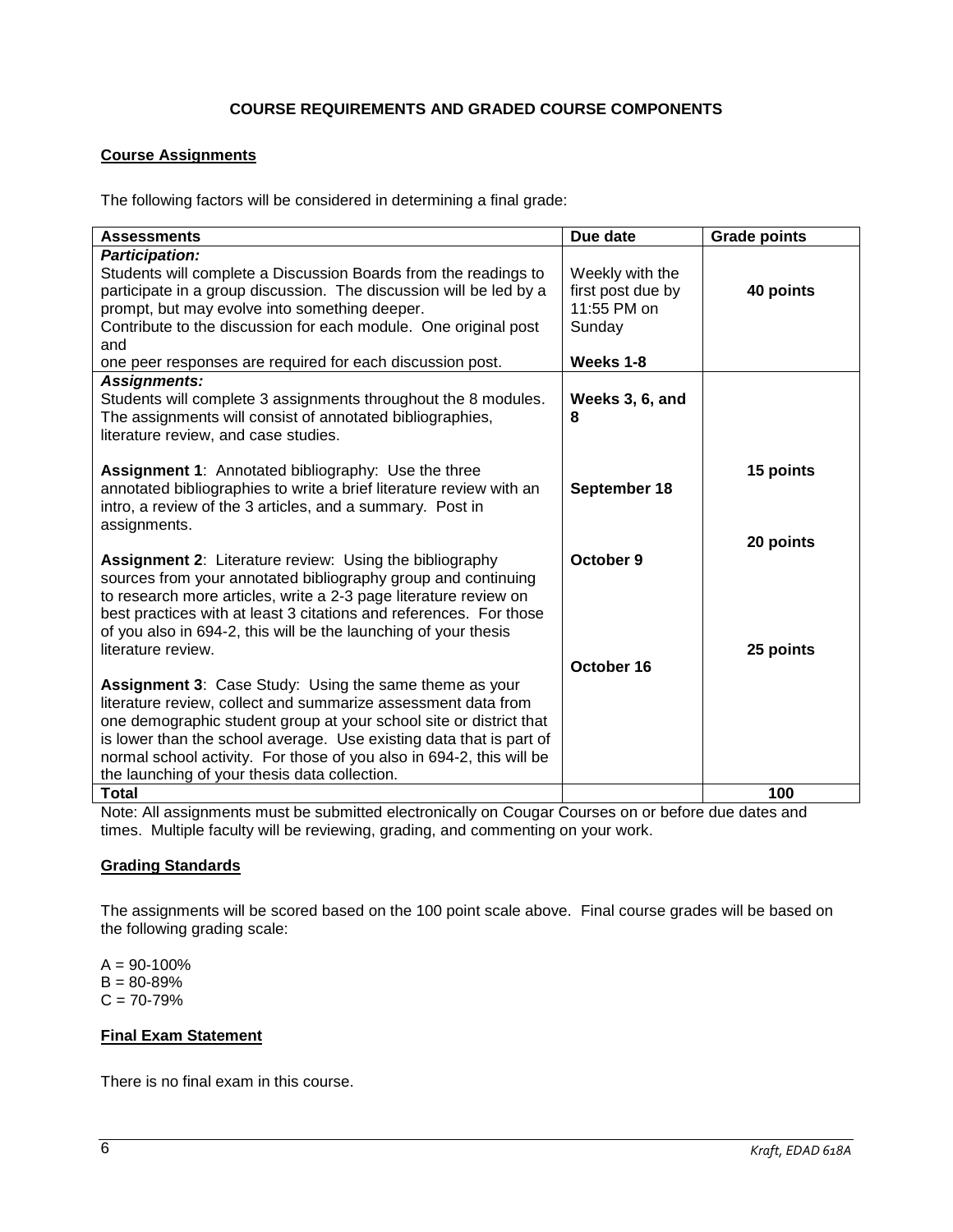# COURSE REQUIREMENTS AND GRADED COURSE COMPONENTS

## Course Assignments

The following factors will be considered in determining a final grade:

| Assessments | Due date | Grade points |
|---|---|---|
| ***Participation:*** <br>Students will complete a Discussion Boards from the readings to participate in a group discussion. The discussion will be led by a prompt, but may evolve into something deeper.<br>Contribute to the discussion for each module. One original post and<br>one peer responses are required for each discussion post. | Weekly with the first post due by 11:55 PM on Sunday<br><br>**Weeks 1-8** | **40 points** |
| ***Assignments:*** <br>Students will complete 3 assignments throughout the 8 modules. The assignments will consist of annotated bibliographies, literature review, and case studies.<br><br>**Assignment 1**: Annotated bibliography: Use the three annotated bibliographies to write a brief literature review with an intro, a review of the 3 articles, and a summary. Post in assignments.<br><br>**Assignment 2**: Literature review: Using the bibliography sources from your annotated bibliography group and continuing to research more articles, write a 2-3 page literature review on best practices with at least 3 citations and references. For those of you also in 694-2, this will be the launching of your thesis literature review.<br><br>**Assignment 3**: Case Study: Using the same theme as your literature review, collect and summarize assessment data from one demographic student group at your school site or district that is lower than the school average. Use existing data that is part of normal school activity. For those of you also in 694-2, this will be the launching of your thesis data collection. | **Weeks 3, 6, and 8**<br><br>**September 18**<br><br>**October 9**<br><br>**October 16** | <br><br>**15 points**<br><br>**20 points**<br><br>**25 points** |
| **Total** | | **100** |

Note: All assignments must be submitted electronically on Cougar Courses on or before due dates and times. Multiple faculty will be reviewing, grading, and commenting on your work.

## Grading Standards

The assignments will be scored based on the 100 point scale above. Final course grades will be based on the following grading scale:

A = 90-100%
B = 80-89%
C = 70-79%

## Final Exam Statement

There is no final exam in this course.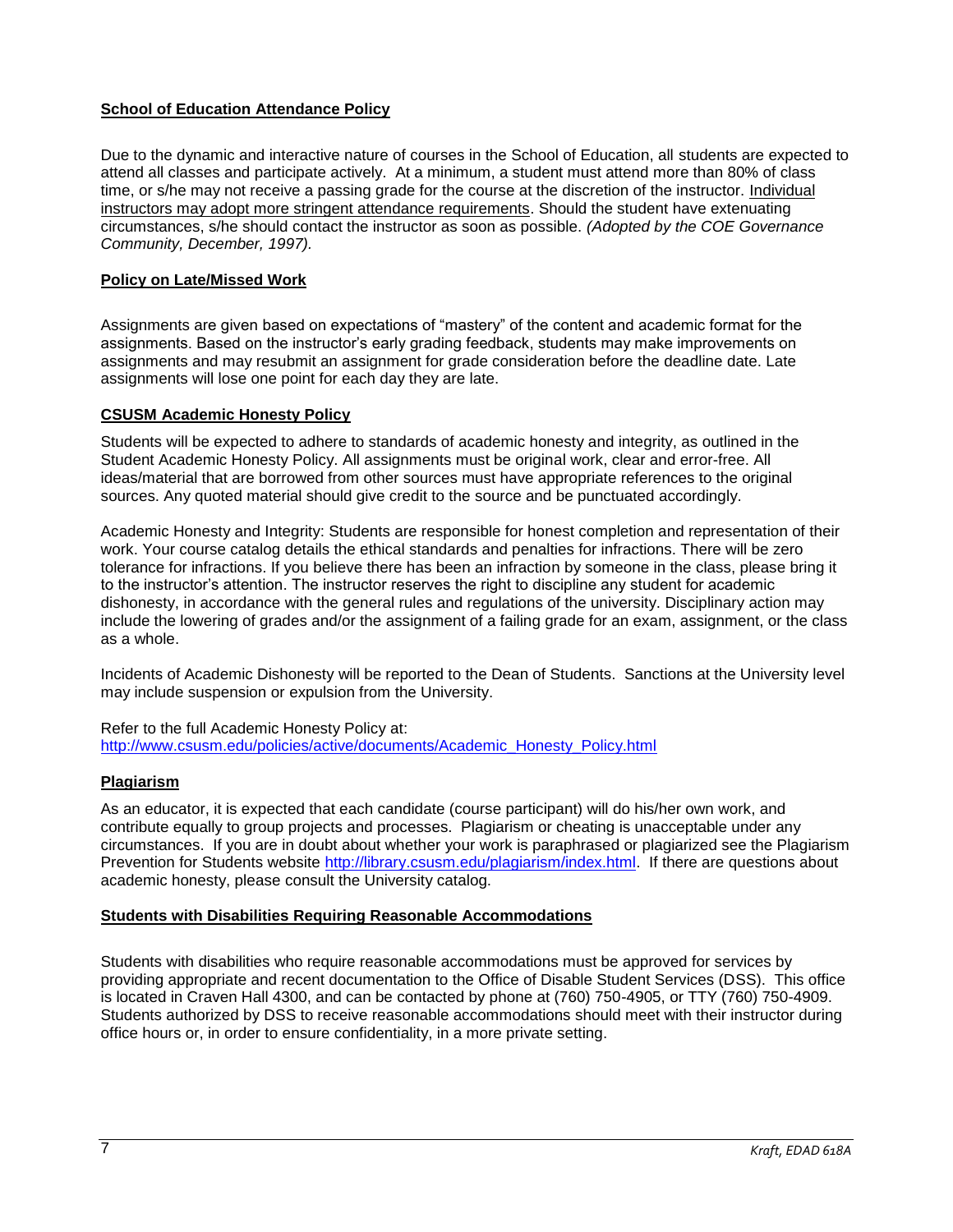## School of Education Attendance Policy

Due to the dynamic and interactive nature of courses in the School of Education, all students are expected to attend all classes and participate actively. At a minimum, a student must attend more than 80% of class time, or s/he may not receive a passing grade for the course at the discretion of the instructor. Individual instructors may adopt more stringent attendance requirements. Should the student have extenuating circumstances, s/he should contact the instructor as soon as possible. *(Adopted by the COE Governance Community, December, 1997).*

## Policy on Late/Missed Work

Assignments are given based on expectations of "mastery" of the content and academic format for the assignments. Based on the instructor's early grading feedback, students may make improvements on assignments and may resubmit an assignment for grade consideration before the deadline date. Late assignments will lose one point for each day they are late.

## CSUSM Academic Honesty Policy

Students will be expected to adhere to standards of academic honesty and integrity, as outlined in the Student Academic Honesty Policy. All assignments must be original work, clear and error-free. All ideas/material that are borrowed from other sources must have appropriate references to the original sources. Any quoted material should give credit to the source and be punctuated accordingly.

Academic Honesty and Integrity: Students are responsible for honest completion and representation of their work. Your course catalog details the ethical standards and penalties for infractions. There will be zero tolerance for infractions. If you believe there has been an infraction by someone in the class, please bring it to the instructor's attention. The instructor reserves the right to discipline any student for academic dishonesty, in accordance with the general rules and regulations of the university. Disciplinary action may include the lowering of grades and/or the assignment of a failing grade for an exam, assignment, or the class as a whole.

Incidents of Academic Dishonesty will be reported to the Dean of Students. Sanctions at the University level may include suspension or expulsion from the University.

Refer to the full Academic Honesty Policy at: http://www.csusm.edu/policies/active/documents/Academic_Honesty_Policy.html

## Plagiarism

As an educator, it is expected that each candidate (course participant) will do his/her own work, and contribute equally to group projects and processes. Plagiarism or cheating is unacceptable under any circumstances. If you are in doubt about whether your work is paraphrased or plagiarized see the Plagiarism Prevention for Students website http://library.csusm.edu/plagiarism/index.html. If there are questions about academic honesty, please consult the University catalog.

## Students with Disabilities Requiring Reasonable Accommodations

Students with disabilities who require reasonable accommodations must be approved for services by providing appropriate and recent documentation to the Office of Disable Student Services (DSS). This office is located in Craven Hall 4300, and can be contacted by phone at (760) 750-4905, or TTY (760) 750-4909. Students authorized by DSS to receive reasonable accommodations should meet with their instructor during office hours or, in order to ensure confidentiality, in a more private setting.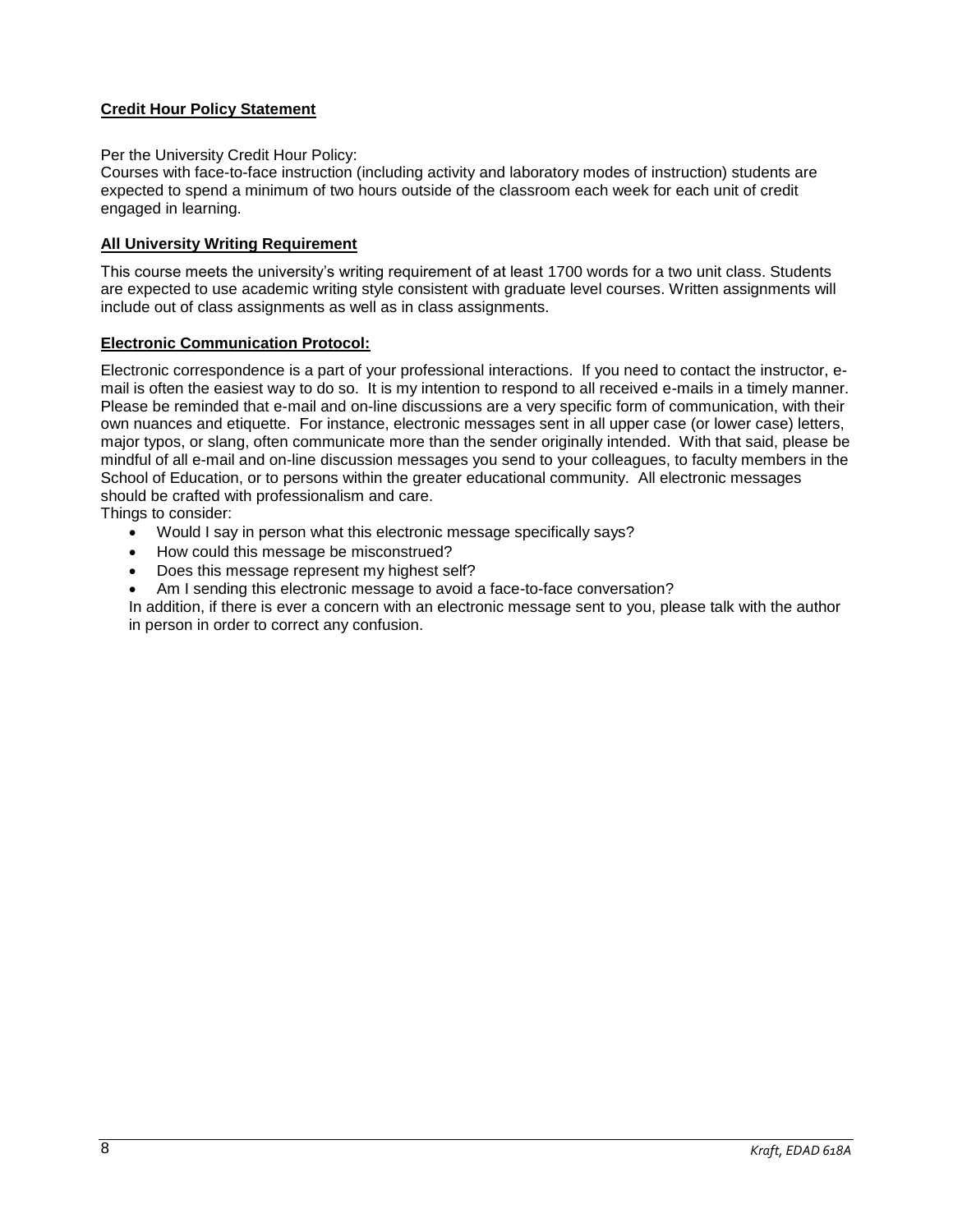**Credit Hour Policy Statement**

Per the University Credit Hour Policy:
Courses with face-to-face instruction (including activity and laboratory modes of instruction) students are expected to spend a minimum of two hours outside of the classroom each week for each unit of credit engaged in learning.

**All University Writing Requirement**

This course meets the university's writing requirement of at least 1700 words for a two unit class. Students are expected to use academic writing style consistent with graduate level courses. Written assignments will include out of class assignments as well as in class assignments.

**Electronic Communication Protocol:**

Electronic correspondence is a part of your professional interactions. If you need to contact the instructor, e-mail is often the easiest way to do so. It is my intention to respond to all received e-mails in a timely manner. Please be reminded that e-mail and on-line discussions are a very specific form of communication, with their own nuances and etiquette. For instance, electronic messages sent in all upper case (or lower case) letters, major typos, or slang, often communicate more than the sender originally intended. With that said, please be mindful of all e-mail and on-line discussion messages you send to your colleagues, to faculty members in the School of Education, or to persons within the greater educational community. All electronic messages should be crafted with professionalism and care.
Things to consider:

- Would I say in person what this electronic message specifically says?
- How could this message be misconstrued?
- Does this message represent my highest self?
- Am I sending this electronic message to avoid a face-to-face conversation?

In addition, if there is ever a concern with an electronic message sent to you, please talk with the author in person in order to correct any confusion.